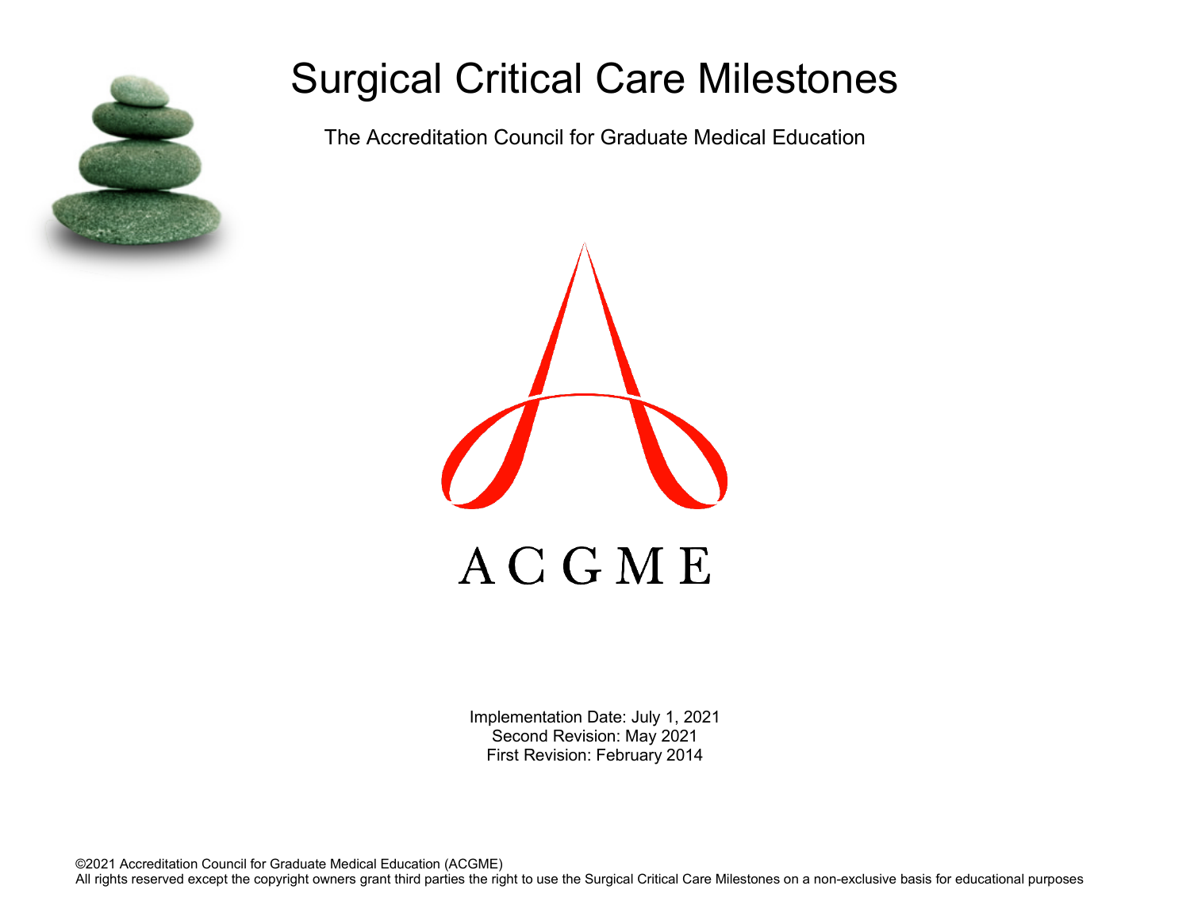# Surgical Critical Care Milestones

The Accreditation Council for Graduate Medical Education

ACGME

Implementation Date: July 1, 2021
Second Revision: May 2021
First Revision: February 2014

©2021 Accreditation Council for Graduate Medical Education (ACGME)
All rights reserved except the copyright owners grant third parties the right to use the Surgical Critical Care Milestones on a non-exclusive basis for educational purposes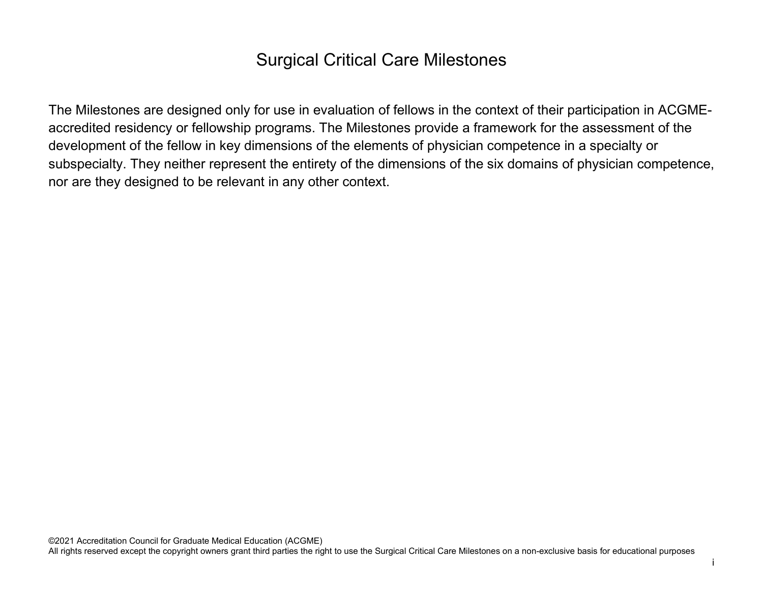# Surgical Critical Care Milestones

The Milestones are designed only for use in evaluation of fellows in the context of their participation in ACGME-accredited residency or fellowship programs. The Milestones provide a framework for the assessment of the development of the fellow in key dimensions of the elements of physician competence in a specialty or subspecialty. They neither represent the entirety of the dimensions of the six domains of physician competence, nor are they designed to be relevant in any other context.

©2021 Accreditation Council for Graduate Medical Education (ACGME)
All rights reserved except the copyright owners grant third parties the right to use the Surgical Critical Care Milestones on a non-exclusive basis for educational purposes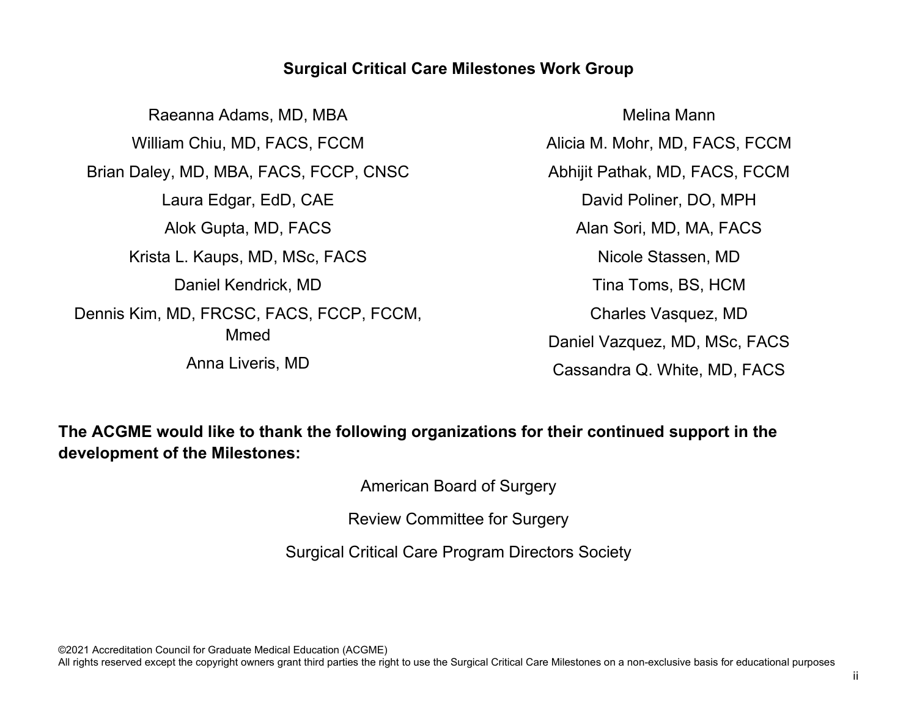## Surgical Critical Care Milestones Work Group

Raeanna Adams, MD, MBA

William Chiu, MD, FACS, FCCM

Brian Daley, MD, MBA, FACS, FCCP, CNSC

Laura Edgar, EdD, CAE

Alok Gupta, MD, FACS

Krista L. Kaups, MD, MSc, FACS

Daniel Kendrick, MD

Dennis Kim, MD, FRCSC, FACS, FCCP, FCCM, Mmed

Anna Liveris, MD

Melina Mann

Alicia M. Mohr, MD, FACS, FCCM

Abhijit Pathak, MD, FACS, FCCM

David Poliner, DO, MPH

Alan Sori, MD, MA, FACS

Nicole Stassen, MD

Tina Toms, BS, HCM

Charles Vasquez, MD

Daniel Vazquez, MD, MSc, FACS

Cassandra Q. White, MD, FACS

**The ACGME would like to thank the following organizations for their continued support in the development of the Milestones:**

American Board of Surgery

Review Committee for Surgery

Surgical Critical Care Program Directors Society

©2021 Accreditation Council for Graduate Medical Education (ACGME)
All rights reserved except the copyright owners grant third parties the right to use the Surgical Critical Care Milestones on a non-exclusive basis for educational purposes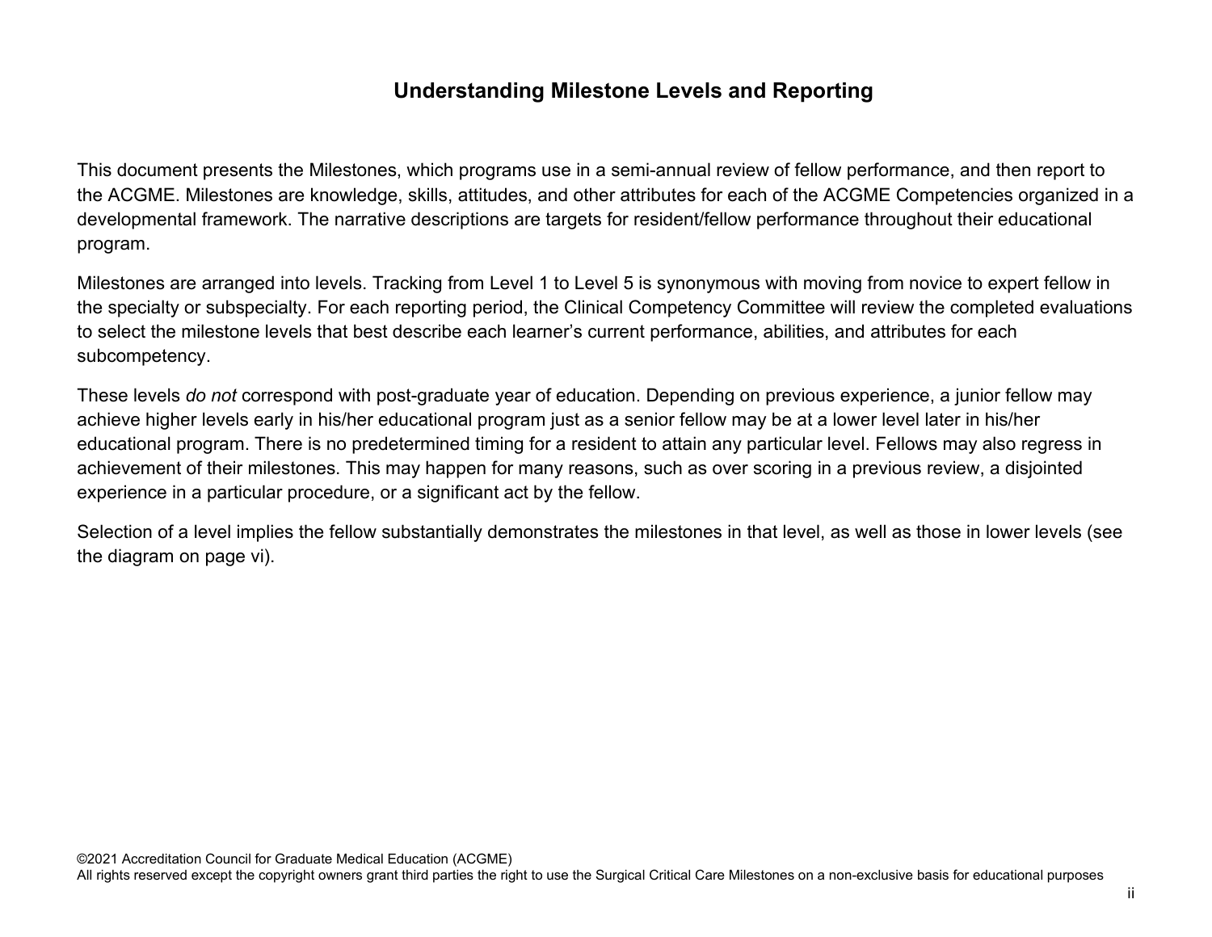## Understanding Milestone Levels and Reporting

This document presents the Milestones, which programs use in a semi-annual review of fellow performance, and then report to the ACGME. Milestones are knowledge, skills, attitudes, and other attributes for each of the ACGME Competencies organized in a developmental framework. The narrative descriptions are targets for resident/fellow performance throughout their educational program.

Milestones are arranged into levels. Tracking from Level 1 to Level 5 is synonymous with moving from novice to expert fellow in the specialty or subspecialty. For each reporting period, the Clinical Competency Committee will review the completed evaluations to select the milestone levels that best describe each learner's current performance, abilities, and attributes for each subcompetency.

These levels *do not* correspond with post-graduate year of education. Depending on previous experience, a junior fellow may achieve higher levels early in his/her educational program just as a senior fellow may be at a lower level later in his/her educational program. There is no predetermined timing for a resident to attain any particular level. Fellows may also regress in achievement of their milestones. This may happen for many reasons, such as over scoring in a previous review, a disjointed experience in a particular procedure, or a significant act by the fellow.

Selection of a level implies the fellow substantially demonstrates the milestones in that level, as well as those in lower levels (see the diagram on page vi).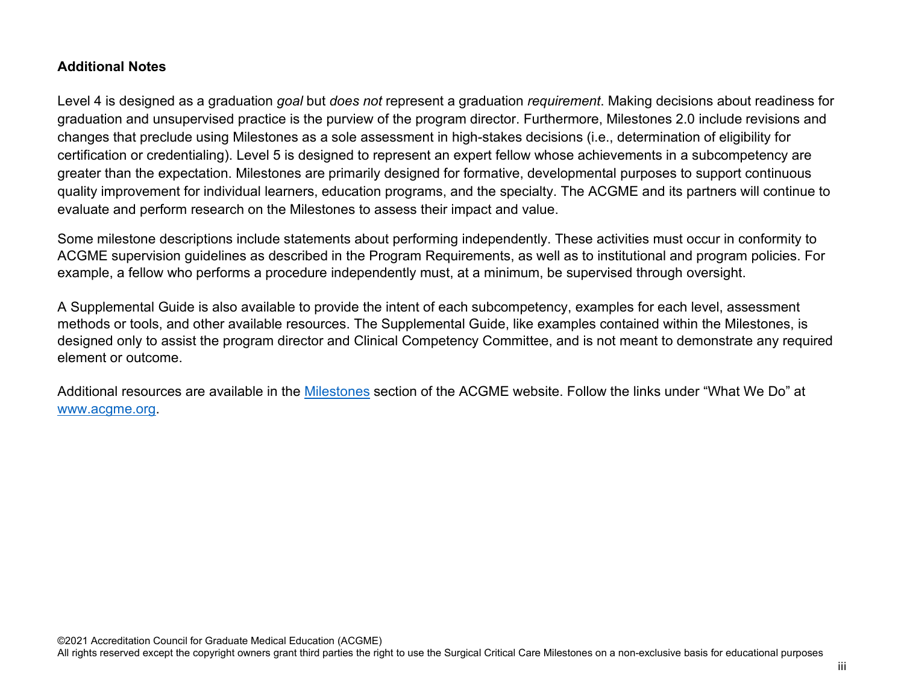**Additional Notes**

Level 4 is designed as a graduation *goal* but *does not* represent a graduation *requirement*. Making decisions about readiness for graduation and unsupervised practice is the purview of the program director. Furthermore, Milestones 2.0 include revisions and changes that preclude using Milestones as a sole assessment in high-stakes decisions (i.e., determination of eligibility for certification or credentialing). Level 5 is designed to represent an expert fellow whose achievements in a subcompetency are greater than the expectation. Milestones are primarily designed for formative, developmental purposes to support continuous quality improvement for individual learners, education programs, and the specialty. The ACGME and its partners will continue to evaluate and perform research on the Milestones to assess their impact and value.

Some milestone descriptions include statements about performing independently. These activities must occur in conformity to ACGME supervision guidelines as described in the Program Requirements, as well as to institutional and program policies. For example, a fellow who performs a procedure independently must, at a minimum, be supervised through oversight.

A Supplemental Guide is also available to provide the intent of each subcompetency, examples for each level, assessment methods or tools, and other available resources. The Supplemental Guide, like examples contained within the Milestones, is designed only to assist the program director and Clinical Competency Committee, and is not meant to demonstrate any required element or outcome.

Additional resources are available in the [Milestones](https://www.acgme.org) section of the ACGME website. Follow the links under "What We Do" at [www.acgme.org](https://www.acgme.org).

©2021 Accreditation Council for Graduate Medical Education (ACGME)
All rights reserved except the copyright owners grant third parties the right to use the Surgical Critical Care Milestones on a non-exclusive basis for educational purposes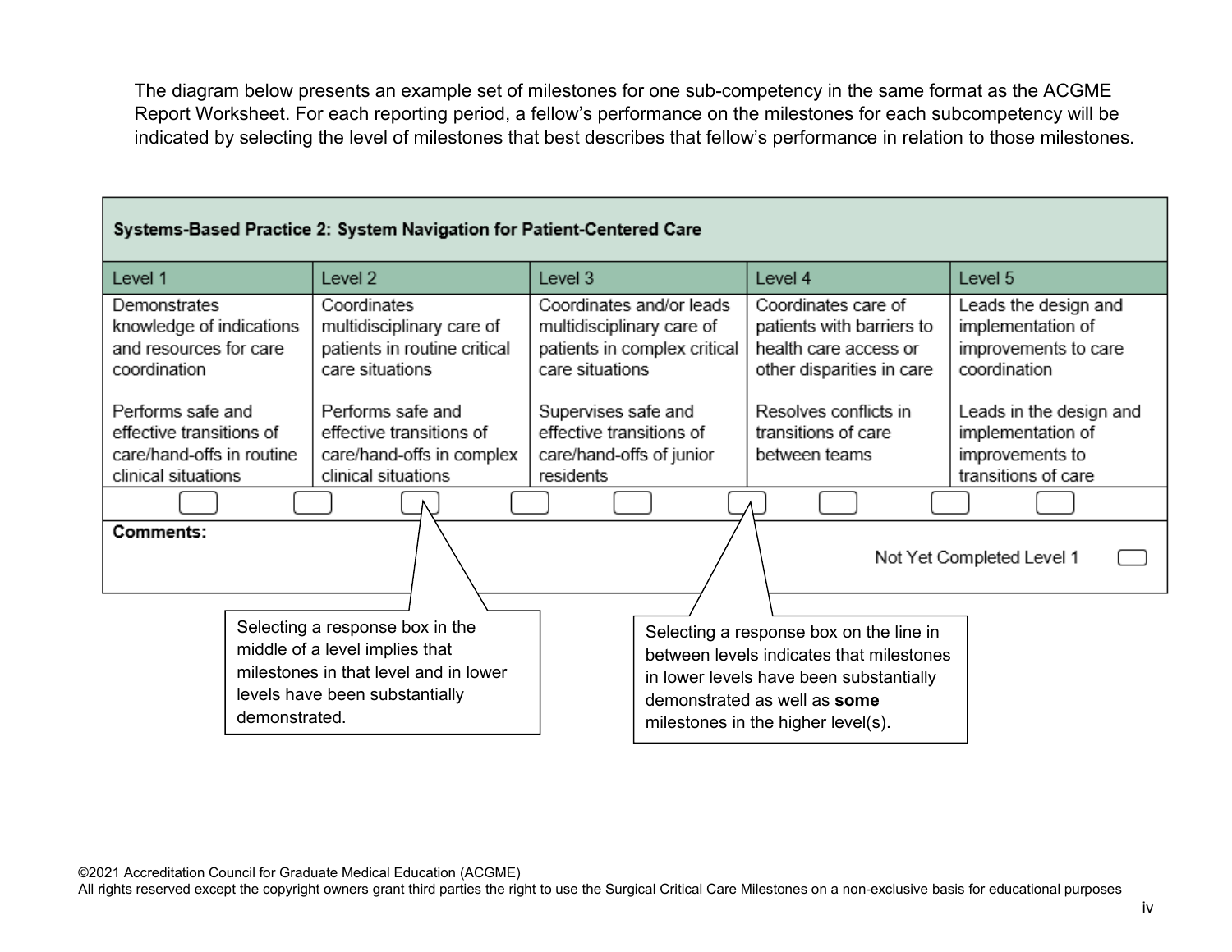The diagram below presents an example set of milestones for one sub-competency in the same format as the ACGME Report Worksheet. For each reporting period, a fellow's performance on the milestones for each subcompetency will be indicated by selecting the level of milestones that best describes that fellow's performance in relation to those milestones.

**Systems-Based Practice 2: System Navigation for Patient-Centered Care**

| Level 1 | Level 2 | Level 3 | Level 4 | Level 5 |
|---|---|---|---|---|
| Demonstrates knowledge of indications and resources for care coordination<br><br>Performs safe and effective transitions of care/hand-offs in routine clinical situations | Coordinates multidisciplinary care of patients in routine critical care situations<br><br>Performs safe and effective transitions of care/hand-offs in complex clinical situations | Coordinates and/or leads multidisciplinary care of patients in complex critical care situations<br><br>Supervises safe and effective transitions of care/hand-offs of junior residents | Coordinates care of patients with barriers to health care access or other disparities in care<br><br>Resolves conflicts in transitions of care between teams | Leads the design and implementation of improvements to care coordination<br><br>Leads in the design and implementation of improvements to transitions of care |

**Comments:**

Not Yet Completed Level 1

Selecting a response box in the middle of a level implies that milestones in that level and in lower levels have been substantially demonstrated.

Selecting a response box on the line in between levels indicates that milestones in lower levels have been substantially demonstrated as well as **some** milestones in the higher level(s).

©2021 Accreditation Council for Graduate Medical Education (ACGME)
All rights reserved except the copyright owners grant third parties the right to use the Surgical Critical Care Milestones on a non-exclusive basis for educational purposes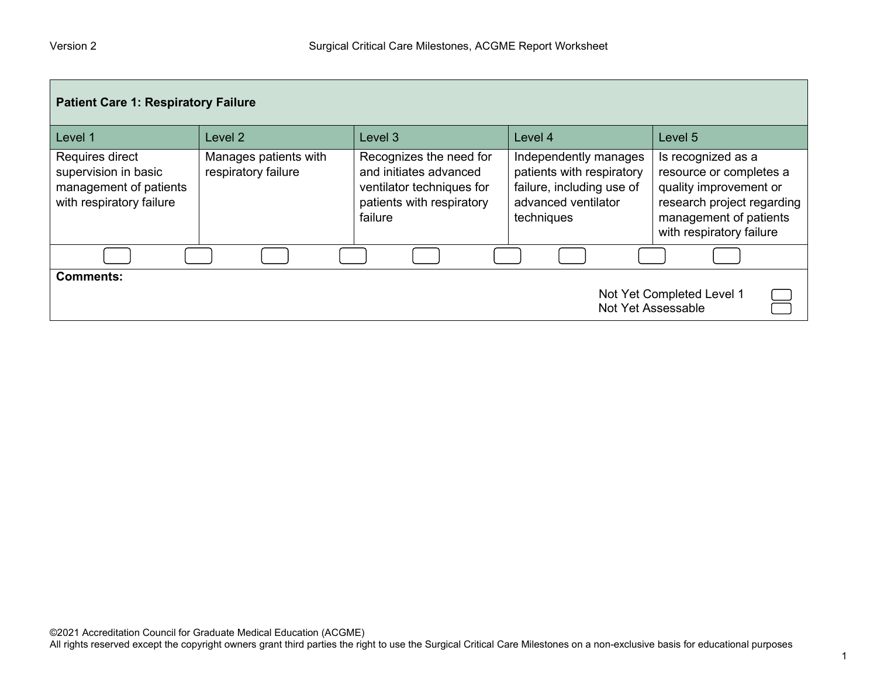| Patient Care 1: Respiratory Failure | | | | |
|---|---|---|---|---|
| Level 1 | Level 2 | Level 3 | Level 4 | Level 5 |
| Requires direct supervision in basic management of patients with respiratory failure | Manages patients with respiratory failure | Recognizes the need for and initiates advanced ventilator techniques for patients with respiratory failure | Independently manages patients with respiratory failure, including use of advanced ventilator techniques | Is recognized as a resource or completes a quality improvement or research project regarding management of patients with respiratory failure |

**Comments:**

Not Yet Completed Level 1
Not Yet Assessable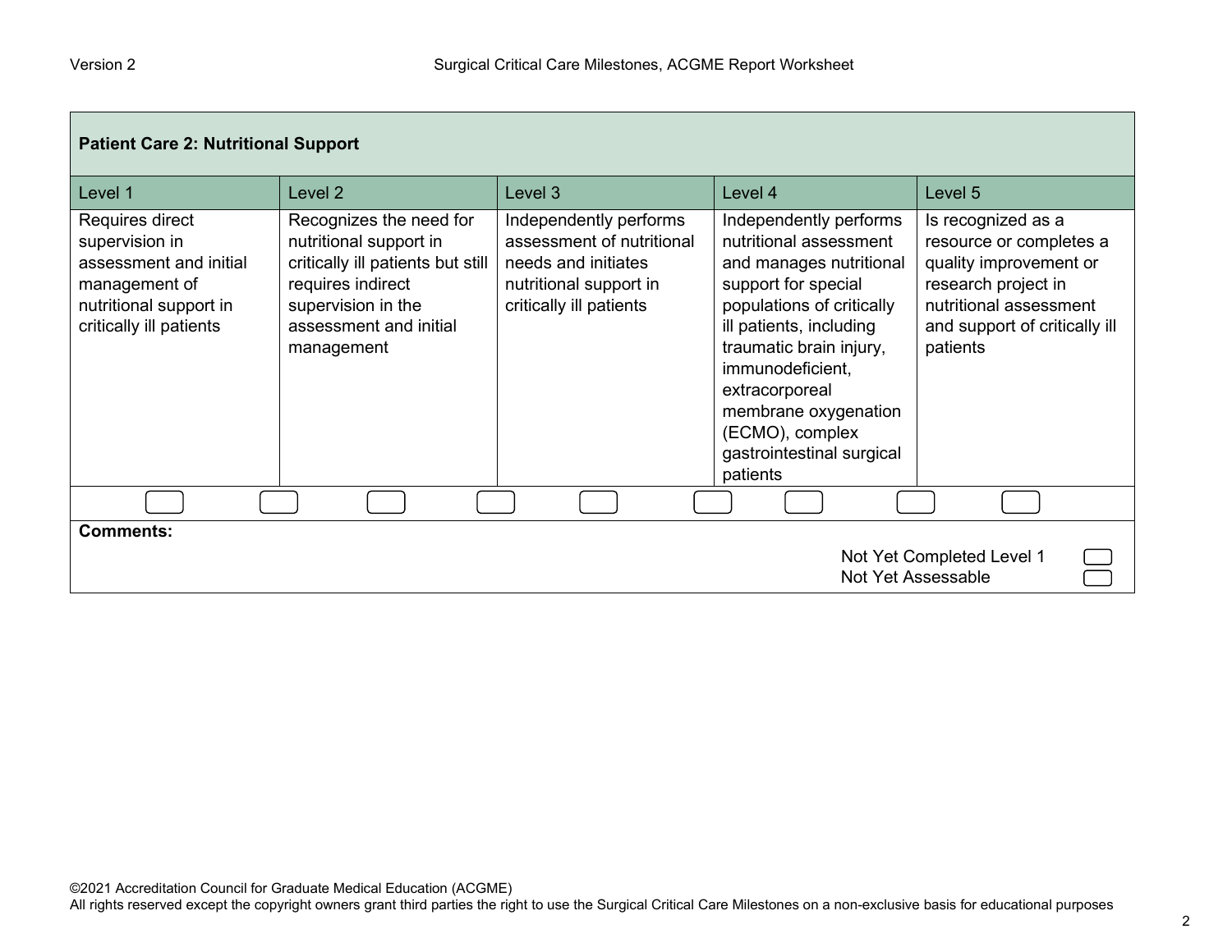| Patient Care 2: Nutritional Support | | | | |
|---|---|---|---|---|
| Level 1 | Level 2 | Level 3 | Level 4 | Level 5 |
| Requires direct supervision in assessment and initial management of nutritional support in critically ill patients | Recognizes the need for nutritional support in critically ill patients but still requires indirect supervision in the assessment and initial management | Independently performs assessment of nutritional needs and initiates nutritional support in critically ill patients | Independently performs nutritional assessment and manages nutritional support for special populations of critically ill patients, including traumatic brain injury, immunodeficient, extracorporeal membrane oxygenation (ECMO), complex gastrointestinal surgical patients | Is recognized as a resource or completes a quality improvement or research project in nutritional assessment and support of critically ill patients |

**Comments:**

Not Yet Completed Level 1

Not Yet Assessable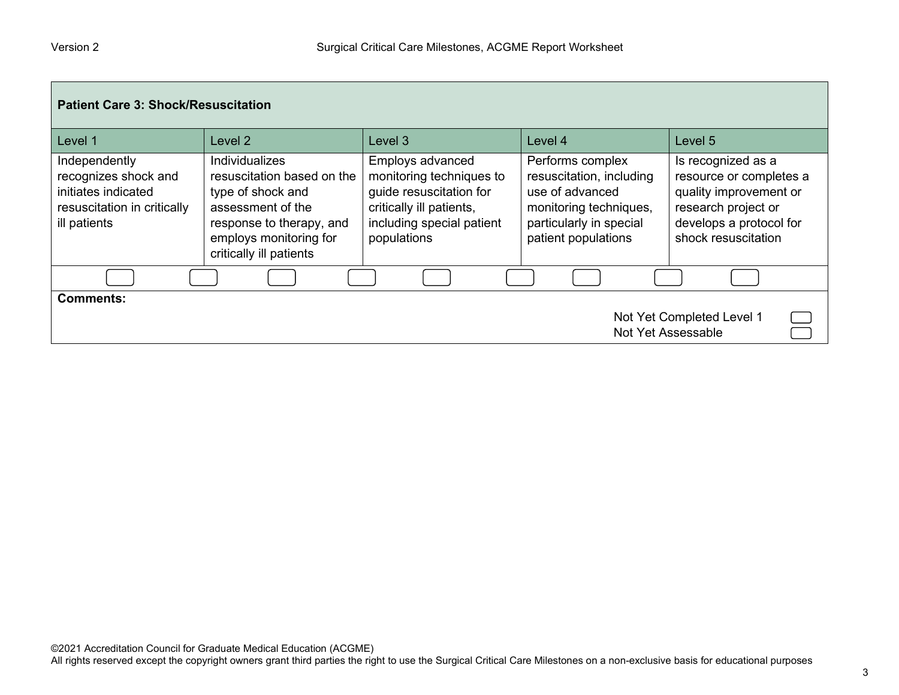| Patient Care 3: Shock/Resuscitation | | | | |
|---|---|---|---|---|
| Level 1 | Level 2 | Level 3 | Level 4 | Level 5 |
| Independently recognizes shock and initiates indicated resuscitation in critically ill patients | Individualizes resuscitation based on the type of shock and assessment of the response to therapy, and employs monitoring for critically ill patients | Employs advanced monitoring techniques to guide resuscitation for critically ill patients, including special patient populations | Performs complex resuscitation, including use of advanced monitoring techniques, particularly in special patient populations | Is recognized as a resource or completes a quality improvement or research project or develops a protocol for shock resuscitation |

**Comments:**

Not Yet Completed Level 1

Not Yet Assessable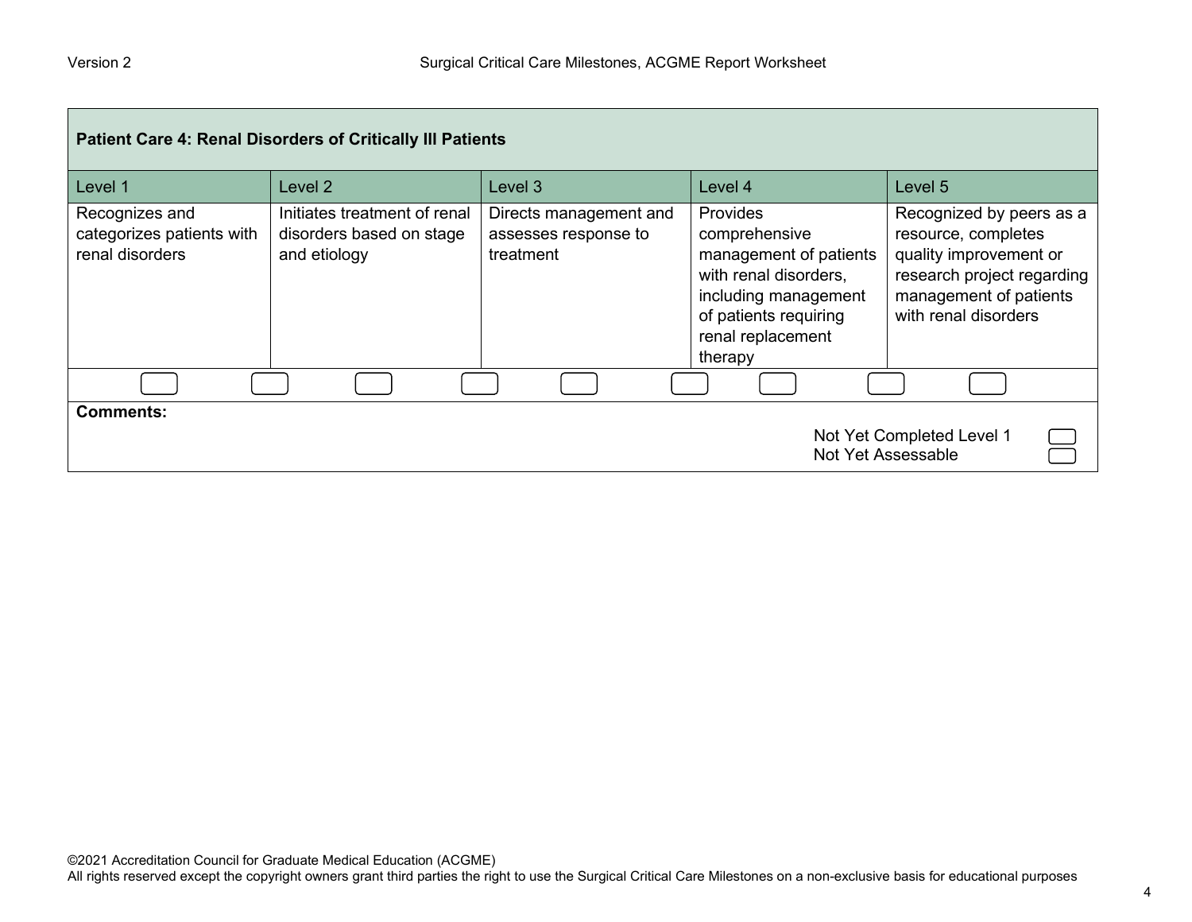| Patient Care 4: Renal Disorders of Critically Ill Patients | | | | |
|---|---|---|---|---|
| Level 1 | Level 2 | Level 3 | Level 4 | Level 5 |
| Recognizes and categorizes patients with renal disorders | Initiates treatment of renal disorders based on stage and etiology | Directs management and assesses response to treatment | Provides comprehensive management of patients with renal disorders, including management of patients requiring renal replacement therapy | Recognized by peers as a resource, completes quality improvement or research project regarding management of patients with renal disorders |

**Comments:**

Not Yet Completed Level 1

Not Yet Assessable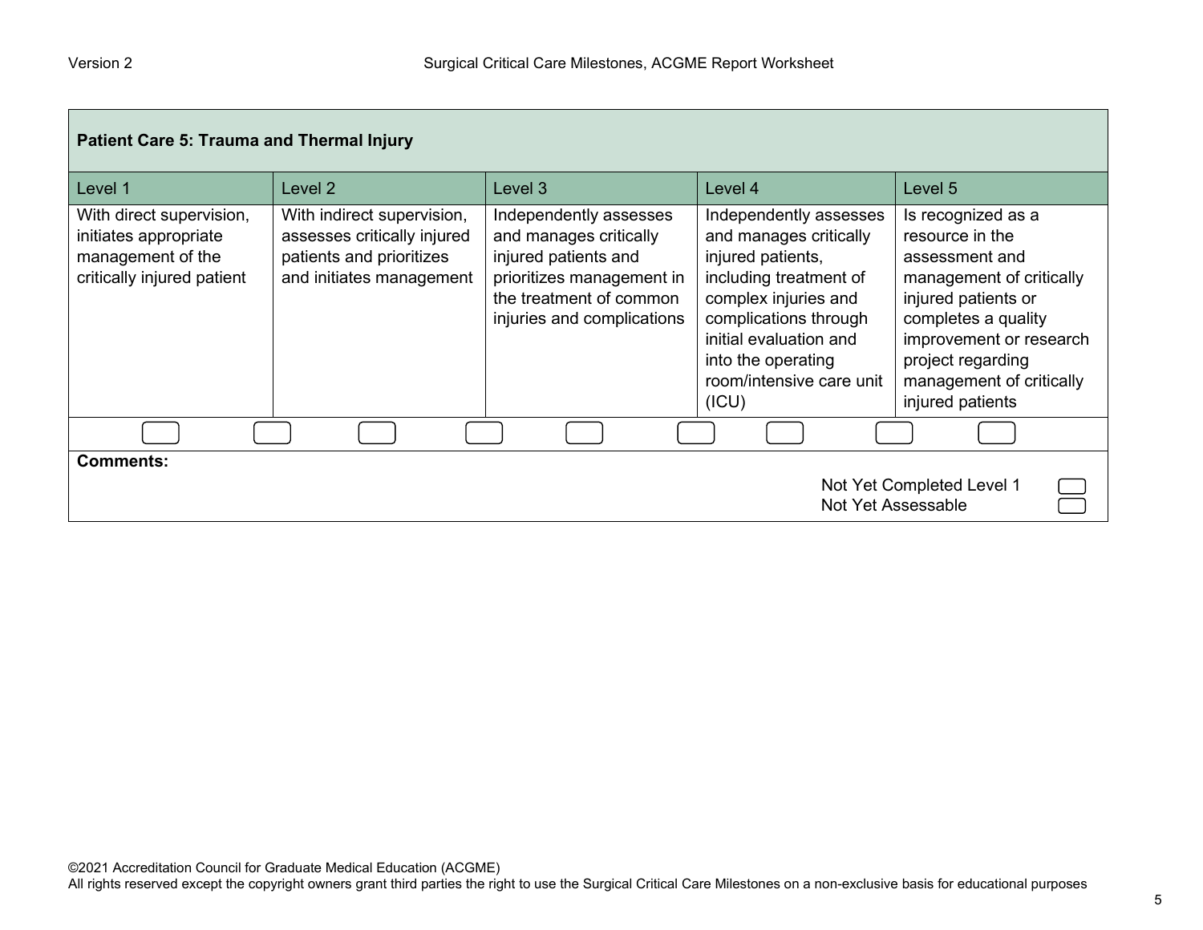| Patient Care 5: Trauma and Thermal Injury | | | | |
|---|---|---|---|---|
| Level 1 | Level 2 | Level 3 | Level 4 | Level 5 |
| With direct supervision, initiates appropriate management of the critically injured patient | With indirect supervision, assesses critically injured patients and prioritizes and initiates management | Independently assesses and manages critically injured patients and prioritizes management in the treatment of common injuries and complications | Independently assesses and manages critically injured patients, including treatment of complex injuries and complications through initial evaluation and into the operating room/intensive care unit (ICU) | Is recognized as a resource in the assessment and management of critically injured patients or completes a quality improvement or research project regarding management of critically injured patients |

**Comments:**

Not Yet Completed Level 1

Not Yet Assessable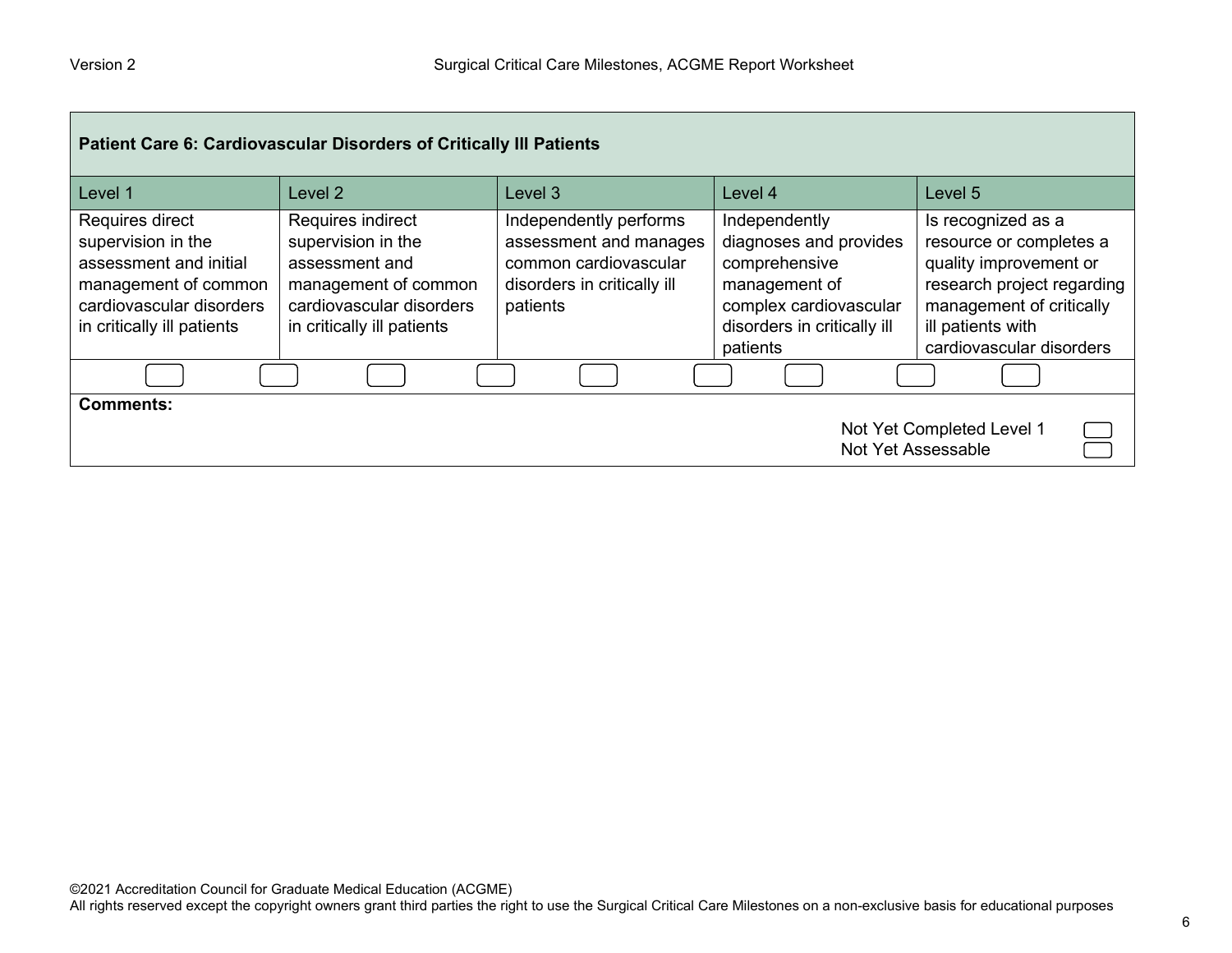| Patient Care 6: Cardiovascular Disorders of Critically Ill Patients | | | | |
|---|---|---|---|---|
| Level 1 | Level 2 | Level 3 | Level 4 | Level 5 |
| Requires direct supervision in the assessment and initial management of common cardiovascular disorders in critically ill patients | Requires indirect supervision in the assessment and management of common cardiovascular disorders in critically ill patients | Independently performs assessment and manages common cardiovascular disorders in critically ill patients | Independently diagnoses and provides comprehensive management of complex cardiovascular disorders in critically ill patients | Is recognized as a resource or completes a quality improvement or research project regarding management of critically ill patients with cardiovascular disorders |

**Comments:**

Not Yet Completed Level 1

Not Yet Assessable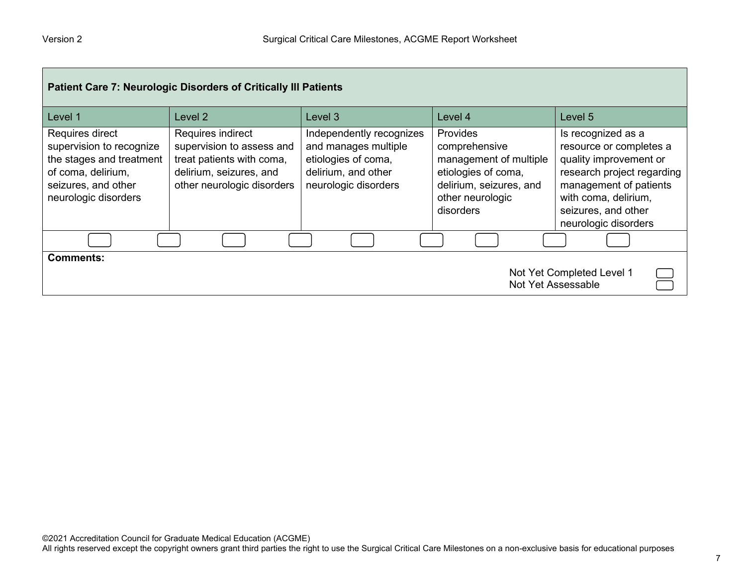| Patient Care 7: Neurologic Disorders of Critically Ill Patients | | | | |
|---|---|---|---|---|
| Level 1 | Level 2 | Level 3 | Level 4 | Level 5 |
| Requires direct supervision to recognize the stages and treatment of coma, delirium, seizures, and other neurologic disorders | Requires indirect supervision to assess and treat patients with coma, delirium, seizures, and other neurologic disorders | Independently recognizes and manages multiple etiologies of coma, delirium, and other neurologic disorders | Provides comprehensive management of multiple etiologies of coma, delirium, seizures, and other neurologic disorders | Is recognized as a resource or completes a quality improvement or research project regarding management of patients with coma, delirium, seizures, and other neurologic disorders |

**Comments:**

Not Yet Completed Level 1

Not Yet Assessable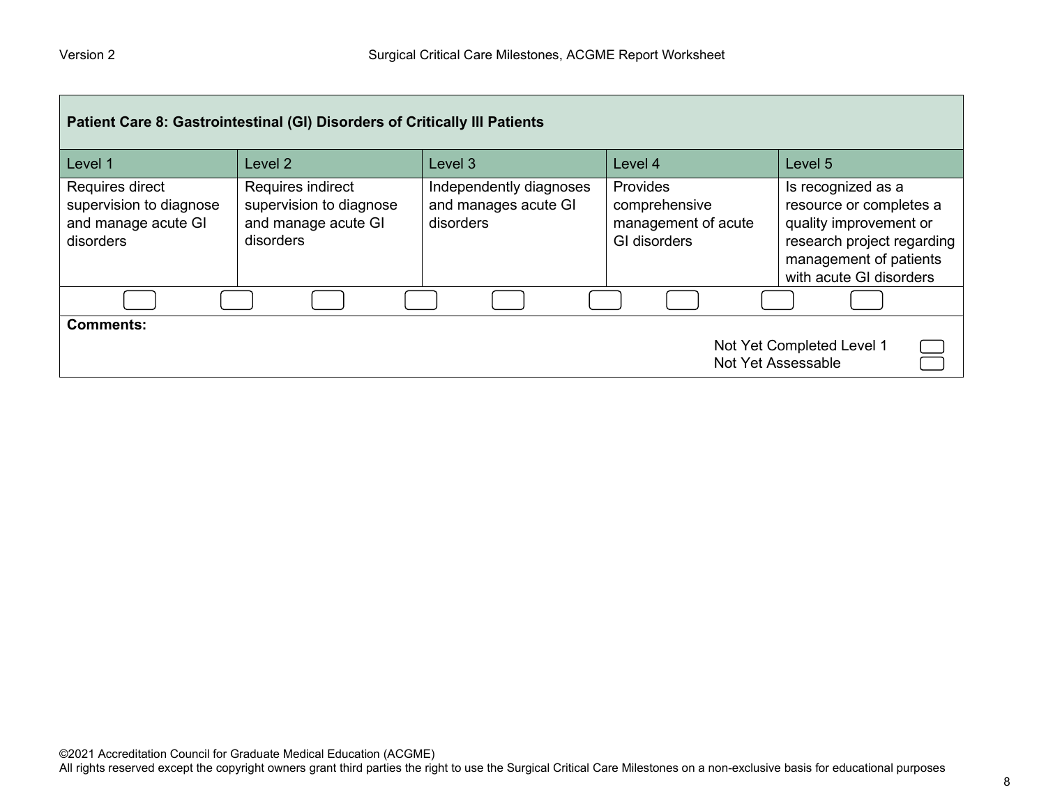| Patient Care 8: Gastrointestinal (GI) Disorders of Critically Ill Patients | | | | |
|---|---|---|---|---|
| Level 1 | Level 2 | Level 3 | Level 4 | Level 5 |
| Requires direct supervision to diagnose and manage acute GI disorders | Requires indirect supervision to diagnose and manage acute GI disorders | Independently diagnoses and manages acute GI disorders | Provides comprehensive management of acute GI disorders | Is recognized as a resource or completes a quality improvement or research project regarding management of patients with acute GI disorders |

**Comments:**

Not Yet Completed Level 1

Not Yet Assessable

©2021 Accreditation Council for Graduate Medical Education (ACGME)
All rights reserved except the copyright owners grant third parties the right to use the Surgical Critical Care Milestones on a non-exclusive basis for educational purposes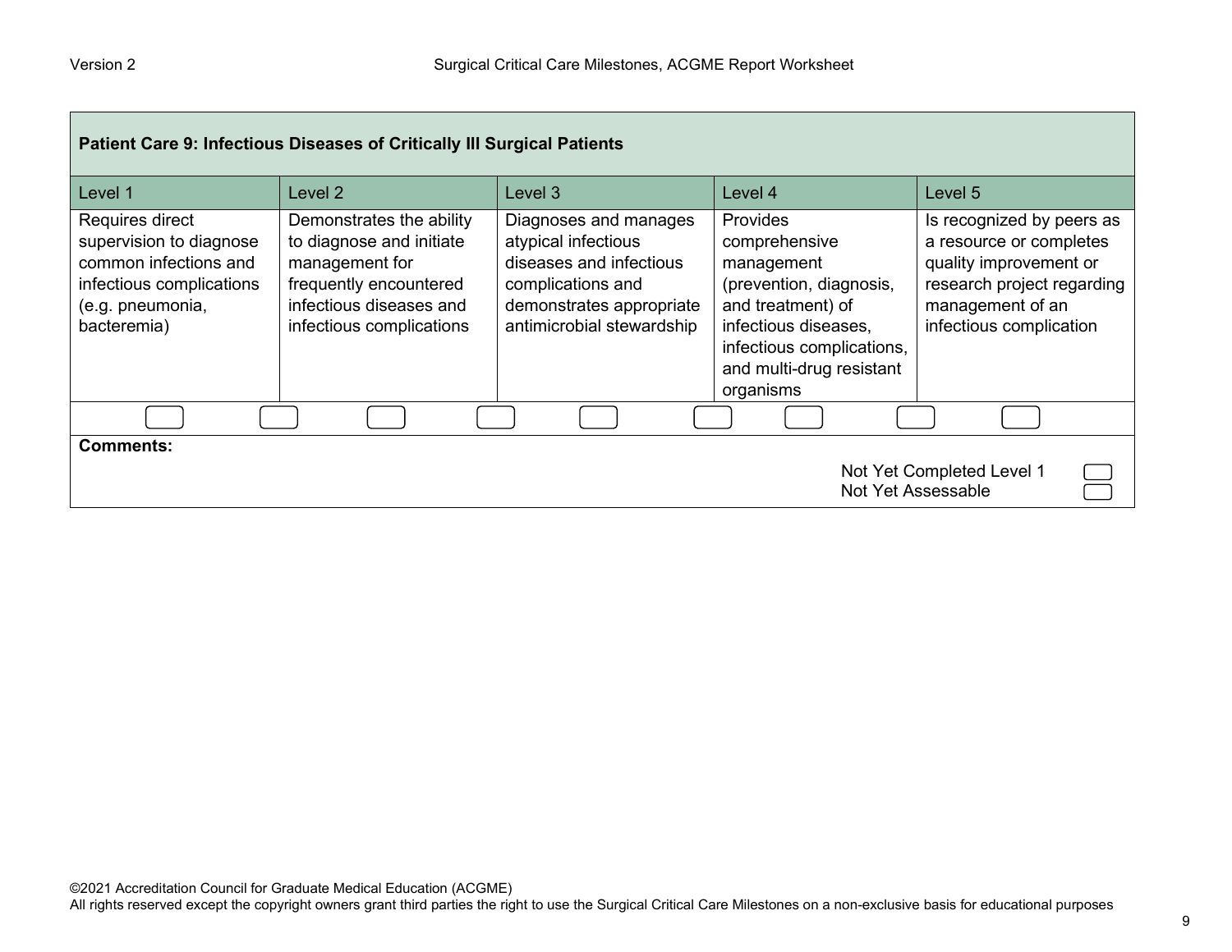| Patient Care 9: Infectious Diseases of Critically Ill Surgical Patients | | | | |
|---|---|---|---|---|
| Level 1 | Level 2 | Level 3 | Level 4 | Level 5 |
| Requires direct supervision to diagnose common infections and infectious complications (e.g. pneumonia, bacteremia) | Demonstrates the ability to diagnose and initiate management for frequently encountered infectious diseases and infectious complications | Diagnoses and manages atypical infectious diseases and infectious complications and demonstrates appropriate antimicrobial stewardship | Provides comprehensive management (prevention, diagnosis, and treatment) of infectious diseases, infectious complications, and multi-drug resistant organisms | Is recognized by peers as a resource or completes quality improvement or research project regarding management of an infectious complication |

**Comments:**

Not Yet Completed Level 1

Not Yet Assessable

©2021 Accreditation Council for Graduate Medical Education (ACGME)
All rights reserved except the copyright owners grant third parties the right to use the Surgical Critical Care Milestones on a non-exclusive basis for educational purposes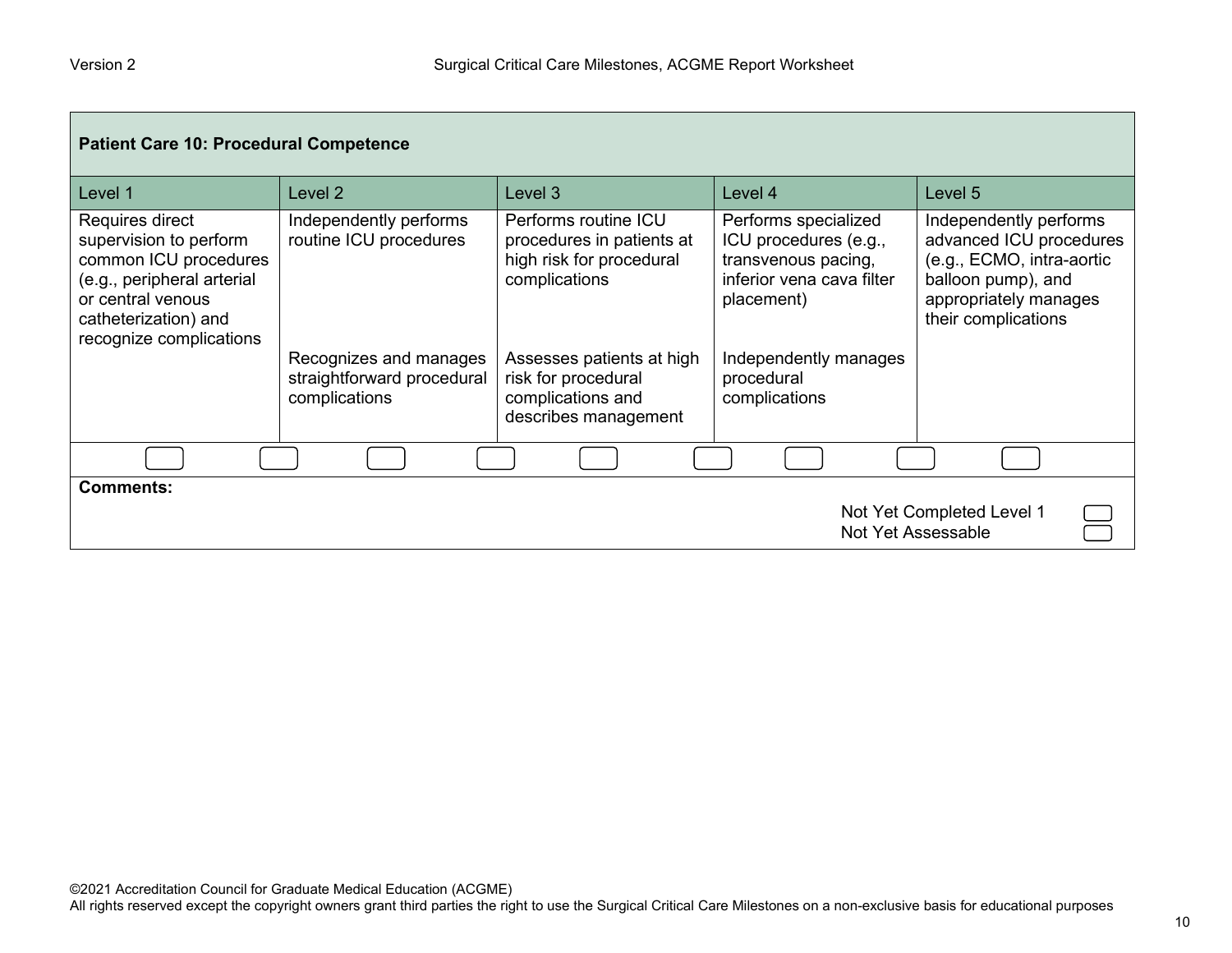| Patient Care 10: Procedural Competence | | | | |
|---|---|---|---|---|
| Level 1 | Level 2 | Level 3 | Level 4 | Level 5 |
| Requires direct supervision to perform common ICU procedures (e.g., peripheral arterial or central venous catheterization) and recognize complications | Independently performs routine ICU procedures | Performs routine ICU procedures in patients at high risk for procedural complications | Performs specialized ICU procedures (e.g., transvenous pacing, inferior vena cava filter placement) | Independently performs advanced ICU procedures (e.g., ECMO, intra-aortic balloon pump), and appropriately manages their complications |
| | Recognizes and manages straightforward procedural complications | Assesses patients at high risk for procedural complications and describes management | Independently manages procedural complications | |

**Comments:**

Not Yet Completed Level 1

Not Yet Assessable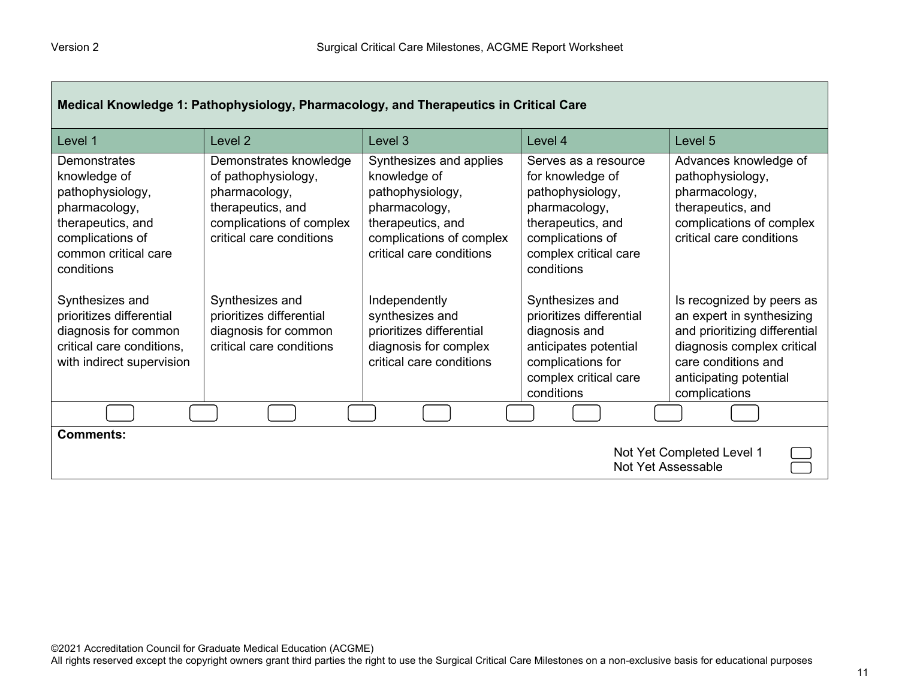| Medical Knowledge 1: Pathophysiology, Pharmacology, and Therapeutics in Critical Care | | | | |
|---|---|---|---|---|
| Level 1 | Level 2 | Level 3 | Level 4 | Level 5 |
| Demonstrates knowledge of pathophysiology, pharmacology, therapeutics, and complications of common critical care conditions | Demonstrates knowledge of pathophysiology, pharmacology, therapeutics, and complications of complex critical care conditions | Synthesizes and applies knowledge of pathophysiology, pharmacology, therapeutics, and complications of complex critical care conditions | Serves as a resource for knowledge of pathophysiology, pharmacology, therapeutics, and complications of complex critical care conditions | Advances knowledge of pathophysiology, pharmacology, therapeutics, and complications of complex critical care conditions |
| Synthesizes and prioritizes differential diagnosis for common critical care conditions, with indirect supervision | Synthesizes and prioritizes differential diagnosis for common critical care conditions | Independently synthesizes and prioritizes differential diagnosis for complex critical care conditions | Synthesizes and prioritizes differential diagnosis and anticipates potential complications for complex critical care conditions | Is recognized by peers as an expert in synthesizing and prioritizing differential diagnosis complex critical care conditions and anticipating potential complications |

**Comments:**

Not Yet Completed Level 1

Not Yet Assessable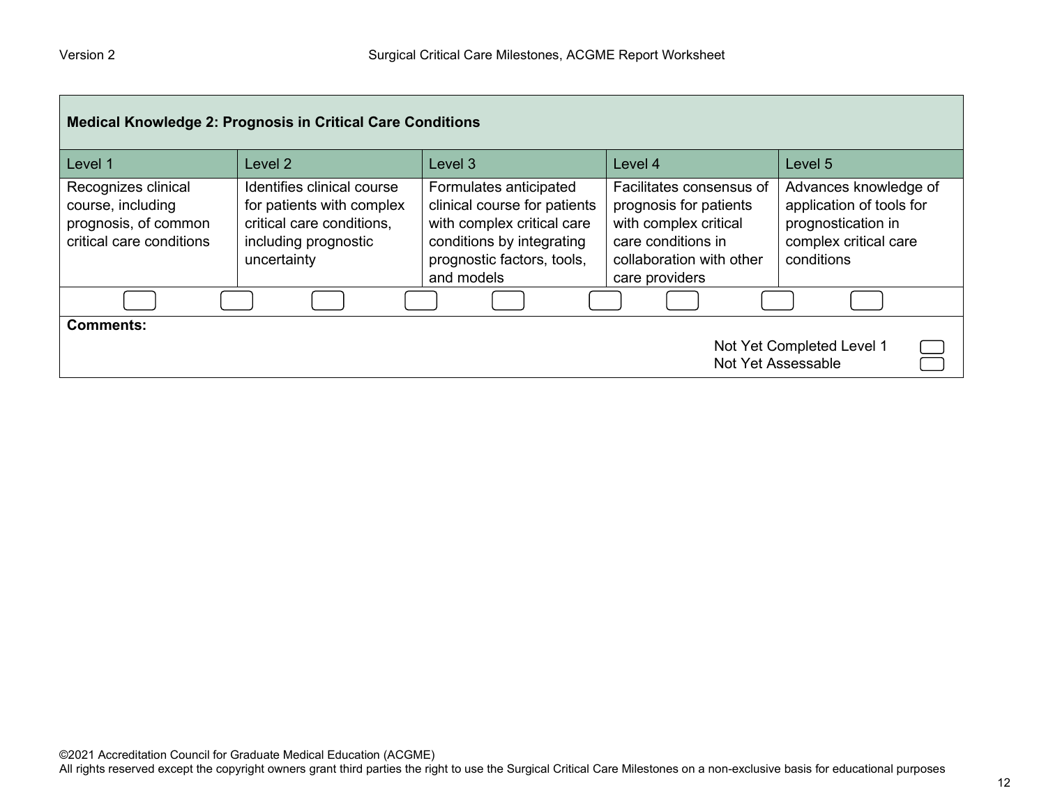| Medical Knowledge 2: Prognosis in Critical Care Conditions | | | | |
|---|---|---|---|---|
| Level 1 | Level 2 | Level 3 | Level 4 | Level 5 |
| Recognizes clinical course, including prognosis, of common critical care conditions | Identifies clinical course for patients with complex critical care conditions, including prognostic uncertainty | Formulates anticipated clinical course for patients with complex critical care conditions by integrating prognostic factors, tools, and models | Facilitates consensus of prognosis for patients with complex critical care conditions in collaboration with other care providers | Advances knowledge of application of tools for prognostication in complex critical care conditions |

**Comments:**

Not Yet Completed Level 1

Not Yet Assessable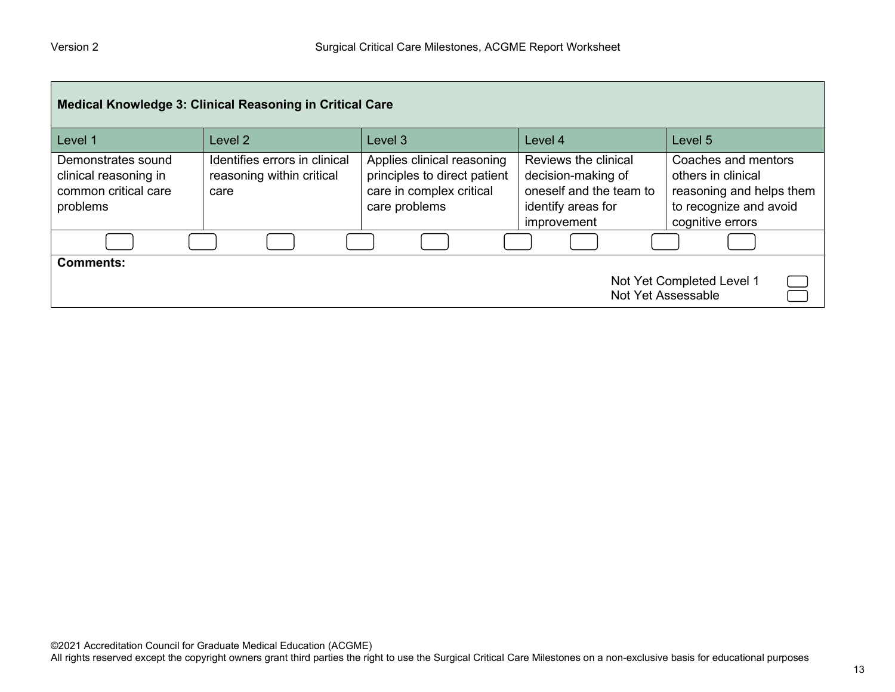| Medical Knowledge 3: Clinical Reasoning in Critical Care | | | | |
|---|---|---|---|---|
| Level 1 | Level 2 | Level 3 | Level 4 | Level 5 |
| Demonstrates sound clinical reasoning in common critical care problems | Identifies errors in clinical reasoning within critical care | Applies clinical reasoning principles to direct patient care in complex critical care problems | Reviews the clinical decision-making of oneself and the team to identify areas for improvement | Coaches and mentors others in clinical reasoning and helps them to recognize and avoid cognitive errors |

**Comments:**

Not Yet Completed Level 1

Not Yet Assessable

©2021 Accreditation Council for Graduate Medical Education (ACGME)
All rights reserved except the copyright owners grant third parties the right to use the Surgical Critical Care Milestones on a non-exclusive basis for educational purposes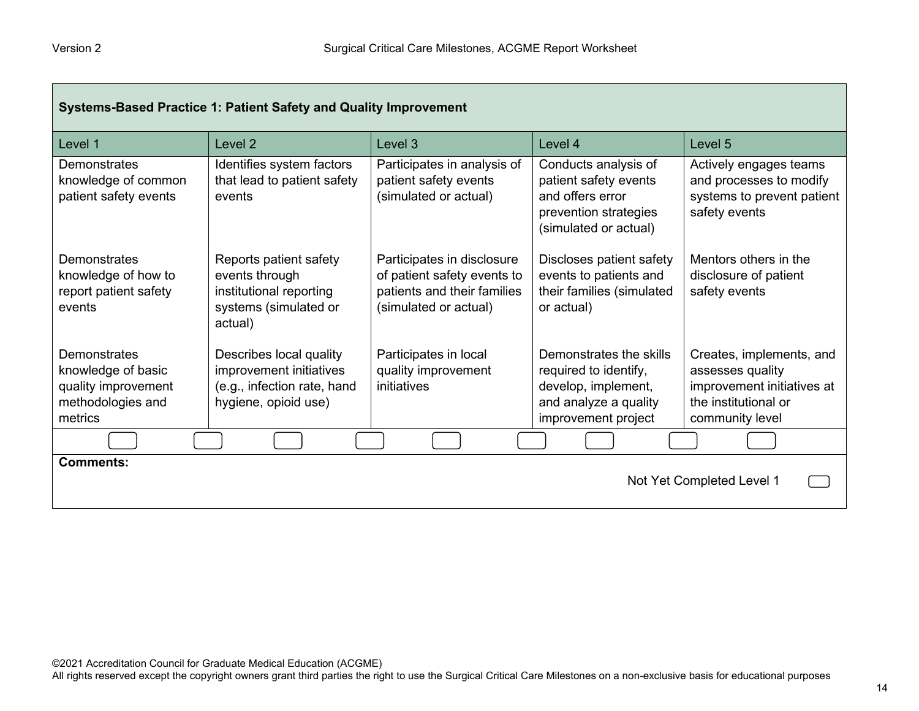| Systems-Based Practice 1: Patient Safety and Quality Improvement | | | | |
|---|---|---|---|---|
| Level 1 | Level 2 | Level 3 | Level 4 | Level 5 |
| Demonstrates knowledge of common patient safety events | Identifies system factors that lead to patient safety events | Participates in analysis of patient safety events (simulated or actual) | Conducts analysis of patient safety events and offers error prevention strategies (simulated or actual) | Actively engages teams and processes to modify systems to prevent patient safety events |
| Demonstrates knowledge of how to report patient safety events | Reports patient safety events through institutional reporting systems (simulated or actual) | Participates in disclosure of patient safety events to patients and their families (simulated or actual) | Discloses patient safety events to patients and their families (simulated or actual) | Mentors others in the disclosure of patient safety events |
| Demonstrates knowledge of basic quality improvement methodologies and metrics | Describes local quality improvement initiatives (e.g., infection rate, hand hygiene, opioid use) | Participates in local quality improvement initiatives | Demonstrates the skills required to identify, develop, implement, and analyze a quality improvement project | Creates, implements, and assesses quality improvement initiatives at the institutional or community level |

**Comments:**

Not Yet Completed Level 1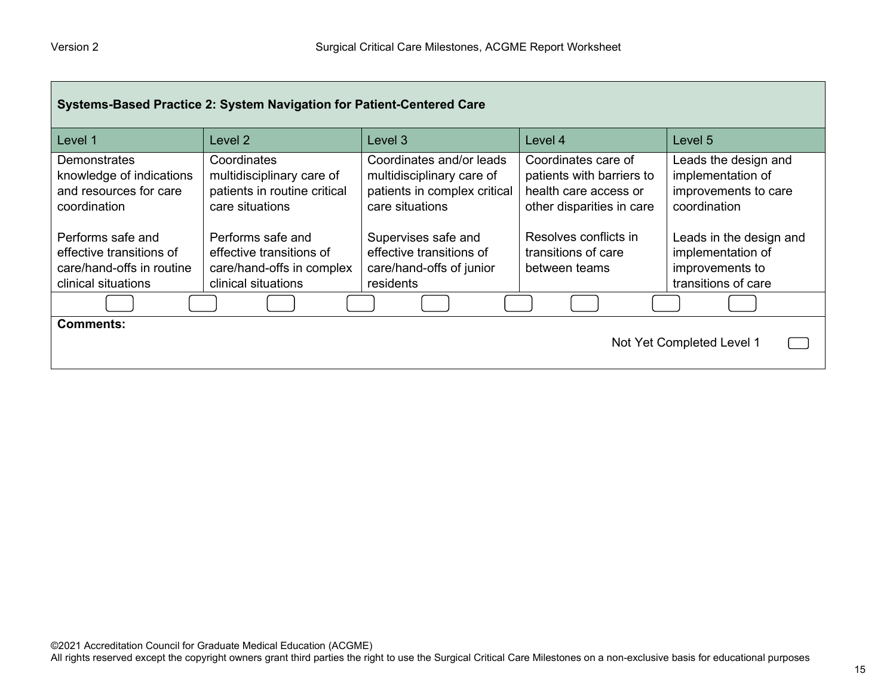| Systems-Based Practice 2: System Navigation for Patient-Centered Care | | | | |
|---|---|---|---|---|
| Level 1 | Level 2 | Level 3 | Level 4 | Level 5 |
| Demonstrates knowledge of indications and resources for care coordination<br><br>Performs safe and effective transitions of care/hand-offs in routine clinical situations | Coordinates multidisciplinary care of patients in routine critical care situations<br><br>Performs safe and effective transitions of care/hand-offs in complex clinical situations | Coordinates and/or leads multidisciplinary care of patients in complex critical care situations<br><br>Supervises safe and effective transitions of care/hand-offs of junior residents | Coordinates care of patients with barriers to health care access or other disparities in care<br><br>Resolves conflicts in transitions of care between teams | Leads the design and implementation of improvements to care coordination<br><br>Leads in the design and implementation of improvements to transitions of care |

**Comments:**

Not Yet Completed Level 1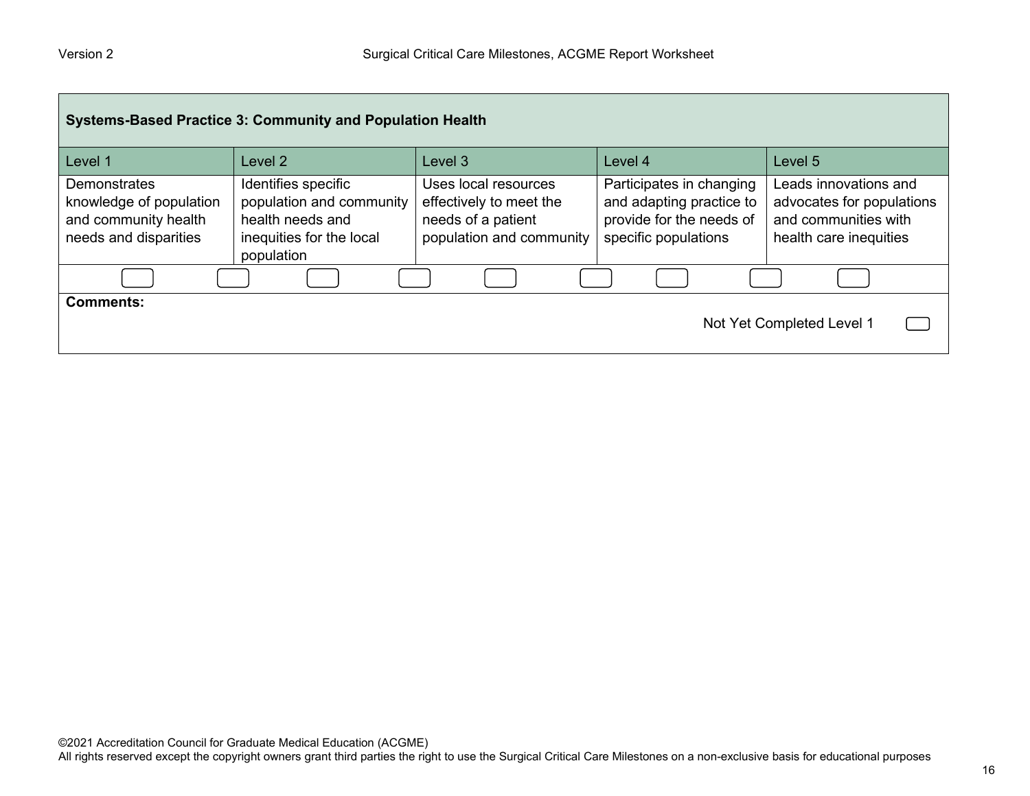| Systems-Based Practice 3: Community and Population Health | | | | |
|---|---|---|---|---|
| Level 1 | Level 2 | Level 3 | Level 4 | Level 5 |
| Demonstrates knowledge of population and community health needs and disparities | Identifies specific population and community health needs and inequities for the local population | Uses local resources effectively to meet the needs of a patient population and community | Participates in changing and adapting practice to provide for the needs of specific populations | Leads innovations and advocates for populations and communities with health care inequities |

**Comments:**

Not Yet Completed Level 1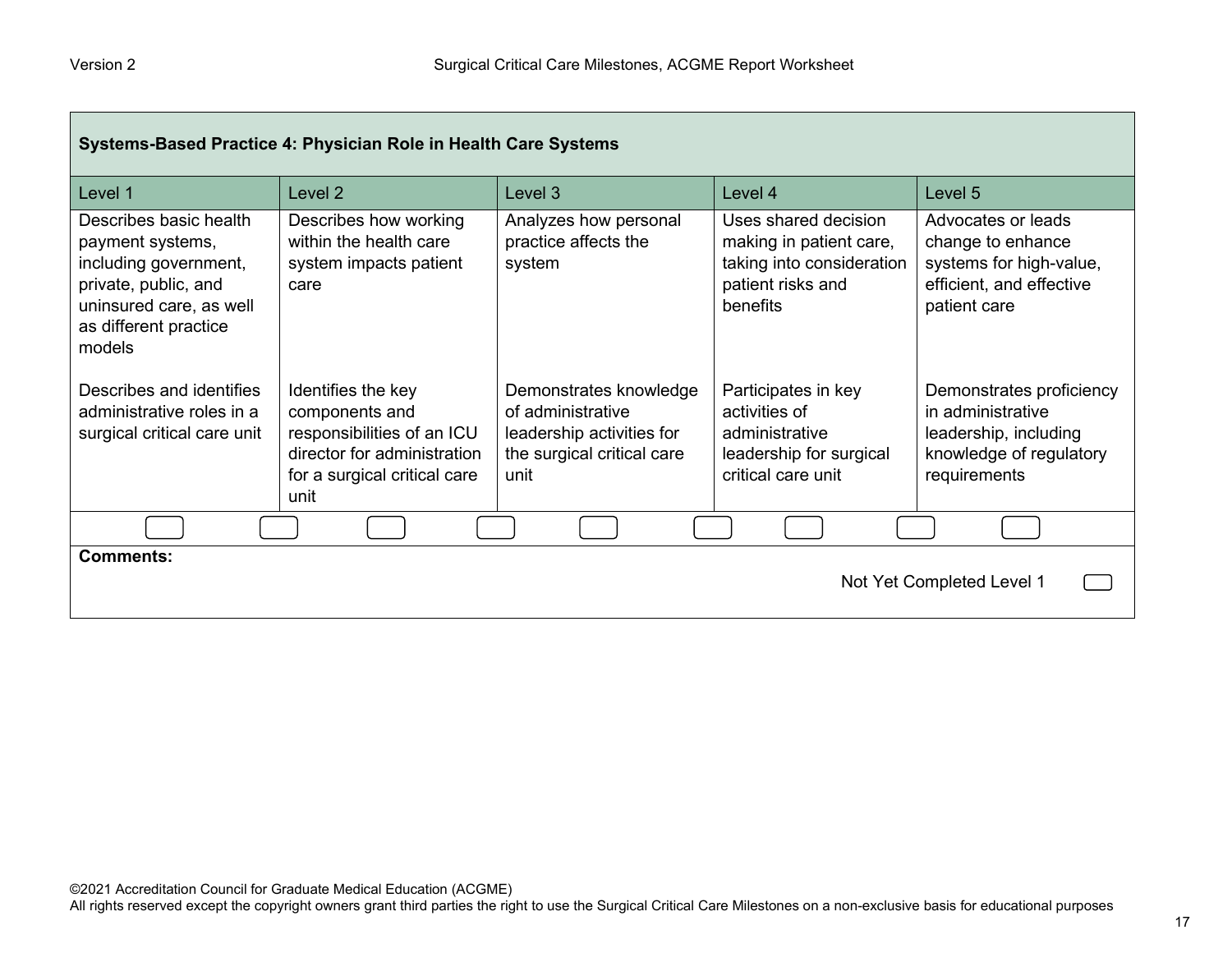| Systems-Based Practice 4: Physician Role in Health Care Systems | | | | |
|---|---|---|---|---|
| Level 1 | Level 2 | Level 3 | Level 4 | Level 5 |
| Describes basic health payment systems, including government, private, public, and uninsured care, as well as different practice models<br><br>Describes and identifies administrative roles in a surgical critical care unit | Describes how working within the health care system impacts patient care<br><br>Identifies the key components and responsibilities of an ICU director for administration for a surgical critical care unit | Analyzes how personal practice affects the system<br><br>Demonstrates knowledge of administrative leadership activities for the surgical critical care unit | Uses shared decision making in patient care, taking into consideration patient risks and benefits<br><br>Participates in key activities of administrative leadership for surgical critical care unit | Advocates or leads change to enhance systems for high-value, efficient, and effective patient care<br><br>Demonstrates proficiency in administrative leadership, including knowledge of regulatory requirements |

**Comments:**

Not Yet Completed Level 1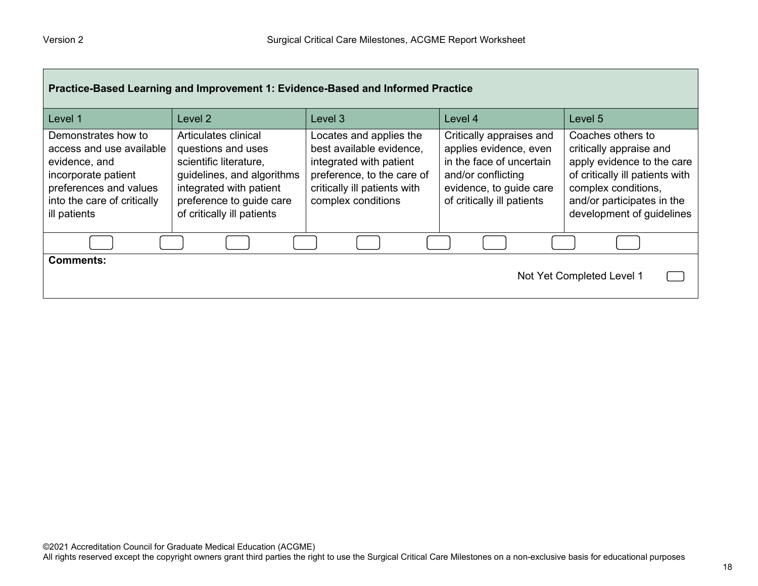| Practice-Based Learning and Improvement 1: Evidence-Based and Informed Practice | | | | |
|---|---|---|---|---|
| Level 1 | Level 2 | Level 3 | Level 4 | Level 5 |
| Demonstrates how to access and use available evidence, and incorporate patient preferences and values into the care of critically ill patients | Articulates clinical questions and uses scientific literature, guidelines, and algorithms integrated with patient preference to guide care of critically ill patients | Locates and applies the best available evidence, integrated with patient preference, to the care of critically ill patients with complex conditions | Critically appraises and applies evidence, even in the face of uncertain and/or conflicting evidence, to guide care of critically ill patients | Coaches others to critically appraise and apply evidence to the care of critically ill patients with complex conditions, and/or participates in the development of guidelines |

**Comments:**

Not Yet Completed Level 1

©2021 Accreditation Council for Graduate Medical Education (ACGME)
All rights reserved except the copyright owners grant third parties the right to use the Surgical Critical Care Milestones on a non-exclusive basis for educational purposes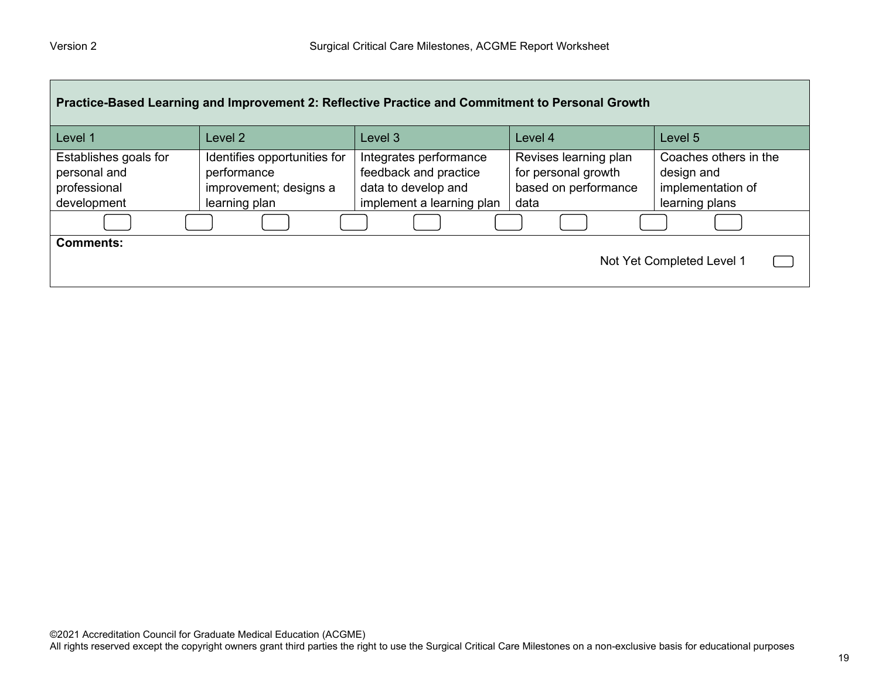| Practice-Based Learning and Improvement 2: Reflective Practice and Commitment to Personal Growth | | | | |
|---|---|---|---|---|
| Level 1 | Level 2 | Level 3 | Level 4 | Level 5 |
| Establishes goals for personal and professional development | Identifies opportunities for performance improvement; designs a learning plan | Integrates performance feedback and practice data to develop and implement a learning plan | Revises learning plan for personal growth based on performance data | Coaches others in the design and implementation of learning plans |

**Comments:**

Not Yet Completed Level 1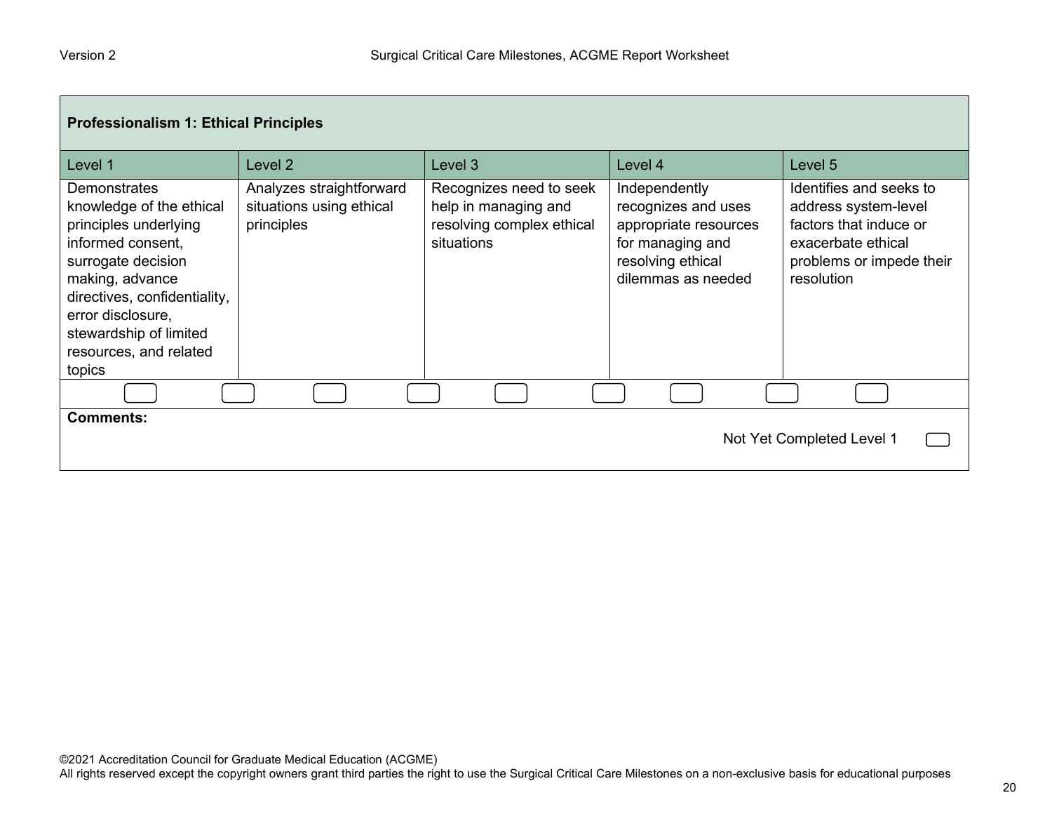| Professionalism 1: Ethical Principles | | | | |
|---|---|---|---|---|
| Level 1 | Level 2 | Level 3 | Level 4 | Level 5 |
| Demonstrates knowledge of the ethical principles underlying informed consent, surrogate decision making, advance directives, confidentiality, error disclosure, stewardship of limited resources, and related topics | Analyzes straightforward situations using ethical principles | Recognizes need to seek help in managing and resolving complex ethical situations | Independently recognizes and uses appropriate resources for managing and resolving ethical dilemmas as needed | Identifies and seeks to address system-level factors that induce or exacerbate ethical problems or impede their resolution |

**Comments:**

Not Yet Completed Level 1

©2021 Accreditation Council for Graduate Medical Education (ACGME)
All rights reserved except the copyright owners grant third parties the right to use the Surgical Critical Care Milestones on a non-exclusive basis for educational purposes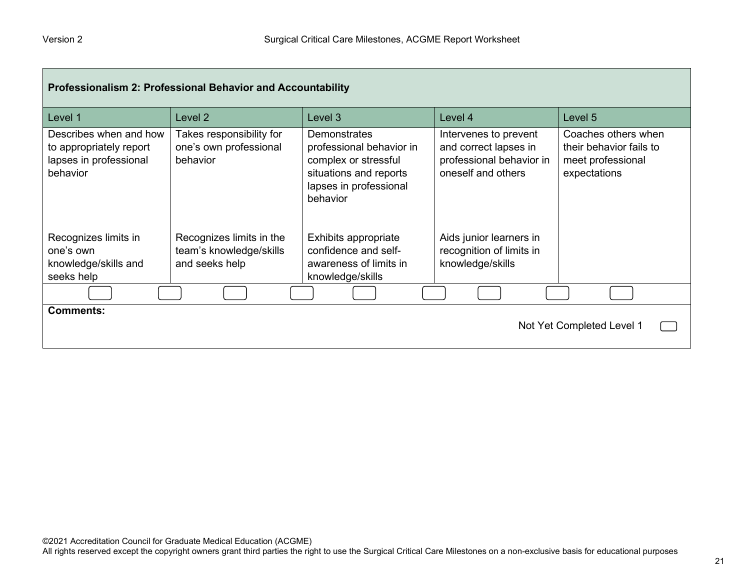## Professionalism 2: Professional Behavior and Accountability

| Level 1 | Level 2 | Level 3 | Level 4 | Level 5 |
|---|---|---|---|---|
| Describes when and how to appropriately report lapses in professional behavior | Takes responsibility for one's own professional behavior | Demonstrates professional behavior in complex or stressful situations and reports lapses in professional behavior | Intervenes to prevent and correct lapses in professional behavior in oneself and others | Coaches others when their behavior fails to meet professional expectations |
| Recognizes limits in one's own knowledge/skills and seeks help | Recognizes limits in the team's knowledge/skills and seeks help | Exhibits appropriate confidence and self-awareness of limits in knowledge/skills | Aids junior learners in recognition of limits in knowledge/skills | |

**Comments:**

Not Yet Completed Level 1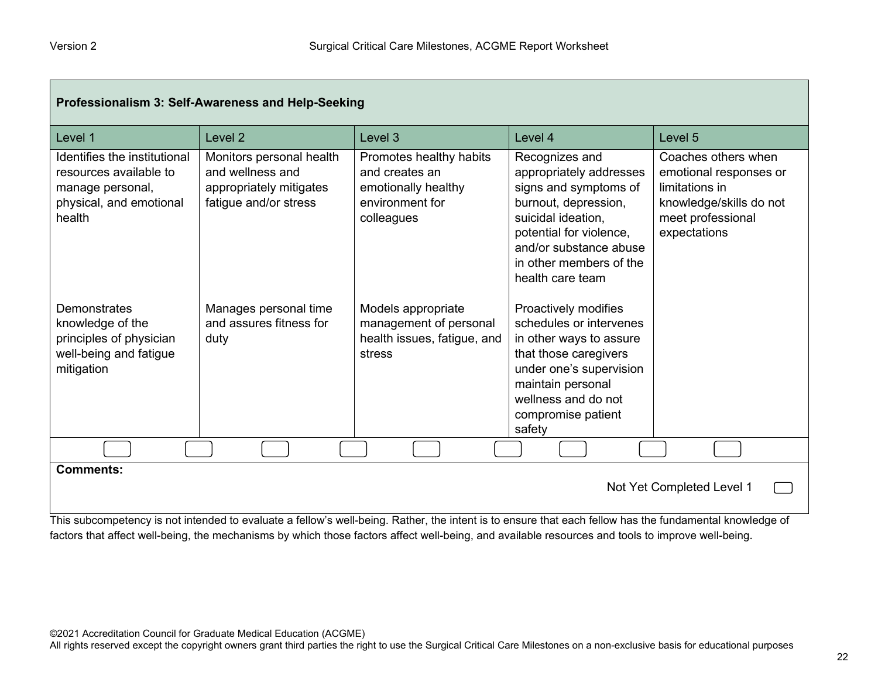| Professionalism 3: Self-Awareness and Help-Seeking | | | | |
|---|---|---|---|---|
| Level 1 | Level 2 | Level 3 | Level 4 | Level 5 |
| Identifies the institutional resources available to manage personal, physical, and emotional health | Monitors personal health and wellness and appropriately mitigates fatigue and/or stress | Promotes healthy habits and creates an emotionally healthy environment for colleagues | Recognizes and appropriately addresses signs and symptoms of burnout, depression, suicidal ideation, potential for violence, and/or substance abuse in other members of the health care team | Coaches others when emotional responses or limitations in knowledge/skills do not meet professional expectations |
| Demonstrates knowledge of the principles of physician well-being and fatigue mitigation | Manages personal time and assures fitness for duty | Models appropriate management of personal health issues, fatigue, and stress | Proactively modifies schedules or intervenes in other ways to assure that those caregivers under one's supervision maintain personal wellness and do not compromise patient safety | |

**Comments:**

Not Yet Completed Level 1

This subcompetency is not intended to evaluate a fellow's well-being. Rather, the intent is to ensure that each fellow has the fundamental knowledge of factors that affect well-being, the mechanisms by which those factors affect well-being, and available resources and tools to improve well-being.

©2021 Accreditation Council for Graduate Medical Education (ACGME)
All rights reserved except the copyright owners grant third parties the right to use the Surgical Critical Care Milestones on a non-exclusive basis for educational purposes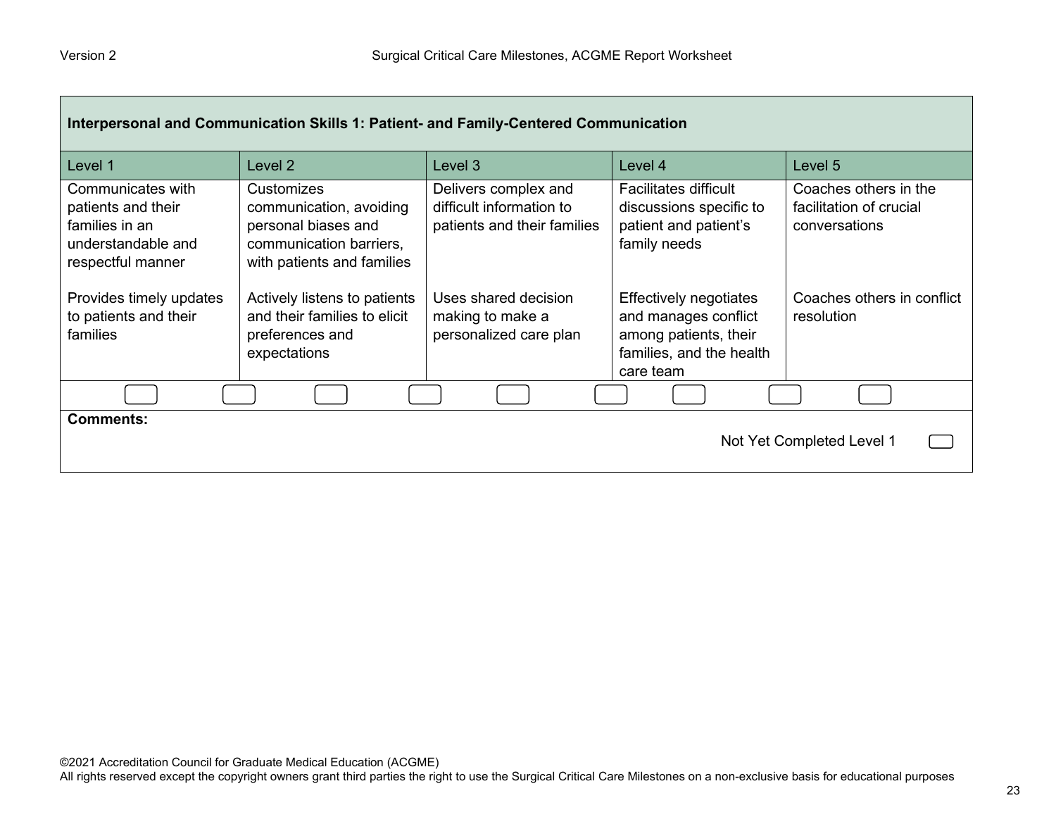| Interpersonal and Communication Skills 1: Patient- and Family-Centered Communication | | | | |
|---|---|---|---|---|
| Level 1 | Level 2 | Level 3 | Level 4 | Level 5 |
| Communicates with patients and their families in an understandable and respectful manner<br><br>Provides timely updates to patients and their families | Customizes communication, avoiding personal biases and communication barriers, with patients and families<br><br>Actively listens to patients and their families to elicit preferences and expectations | Delivers complex and difficult information to patients and their families<br><br>Uses shared decision making to make a personalized care plan | Facilitates difficult discussions specific to patient and patient's family needs<br><br>Effectively negotiates and manages conflict among patients, their families, and the health care team | Coaches others in the facilitation of crucial conversations<br><br>Coaches others in conflict resolution |

**Comments:**

Not Yet Completed Level 1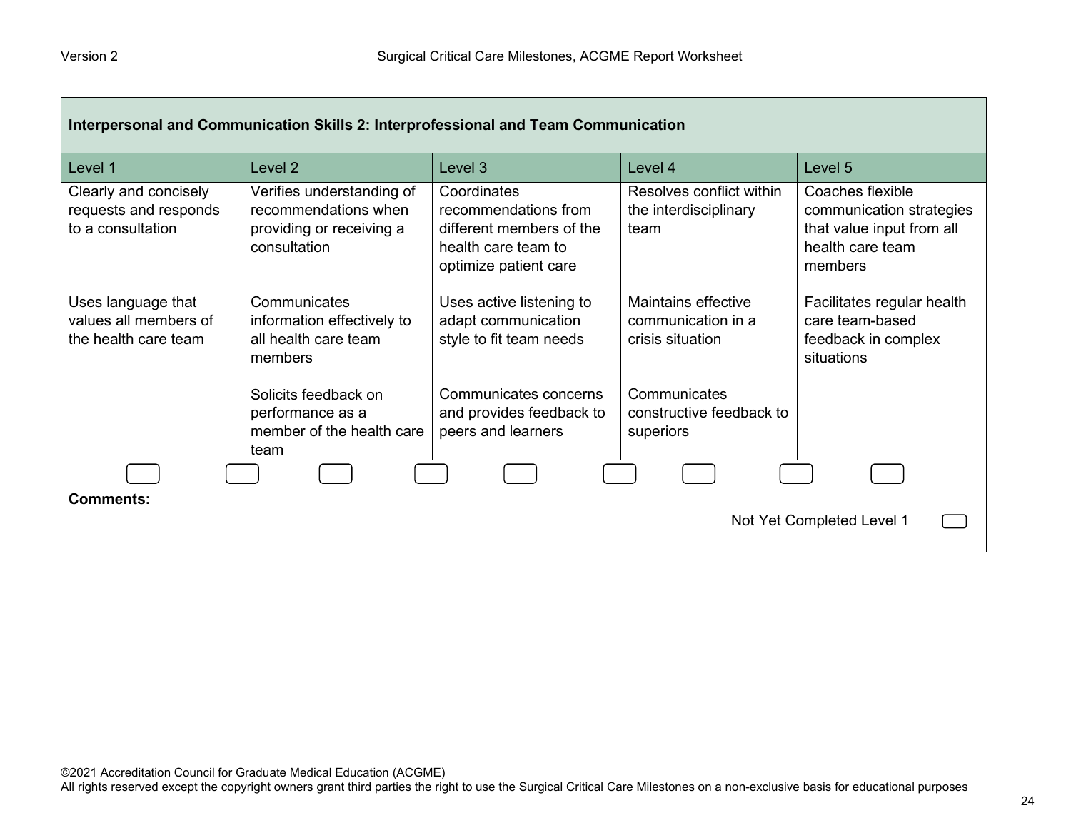| Interpersonal and Communication Skills 2: Interprofessional and Team Communication | | | | |
|---|---|---|---|---|
| Level 1 | Level 2 | Level 3 | Level 4 | Level 5 |
| Clearly and concisely requests and responds to a consultation<br><br>Uses language that values all members of the health care team | Verifies understanding of recommendations when providing or receiving a consultation<br><br>Communicates information effectively to all health care team members<br><br>Solicits feedback on performance as a member of the health care team | Coordinates recommendations from different members of the health care team to optimize patient care<br><br>Uses active listening to adapt communication style to fit team needs<br><br>Communicates concerns and provides feedback to peers and learners | Resolves conflict within the interdisciplinary team<br><br>Maintains effective communication in a crisis situation<br><br>Communicates constructive feedback to superiors | Coaches flexible communication strategies that value input from all health care team members<br><br>Facilitates regular health care team-based feedback in complex situations |

**Comments:**

Not Yet Completed Level 1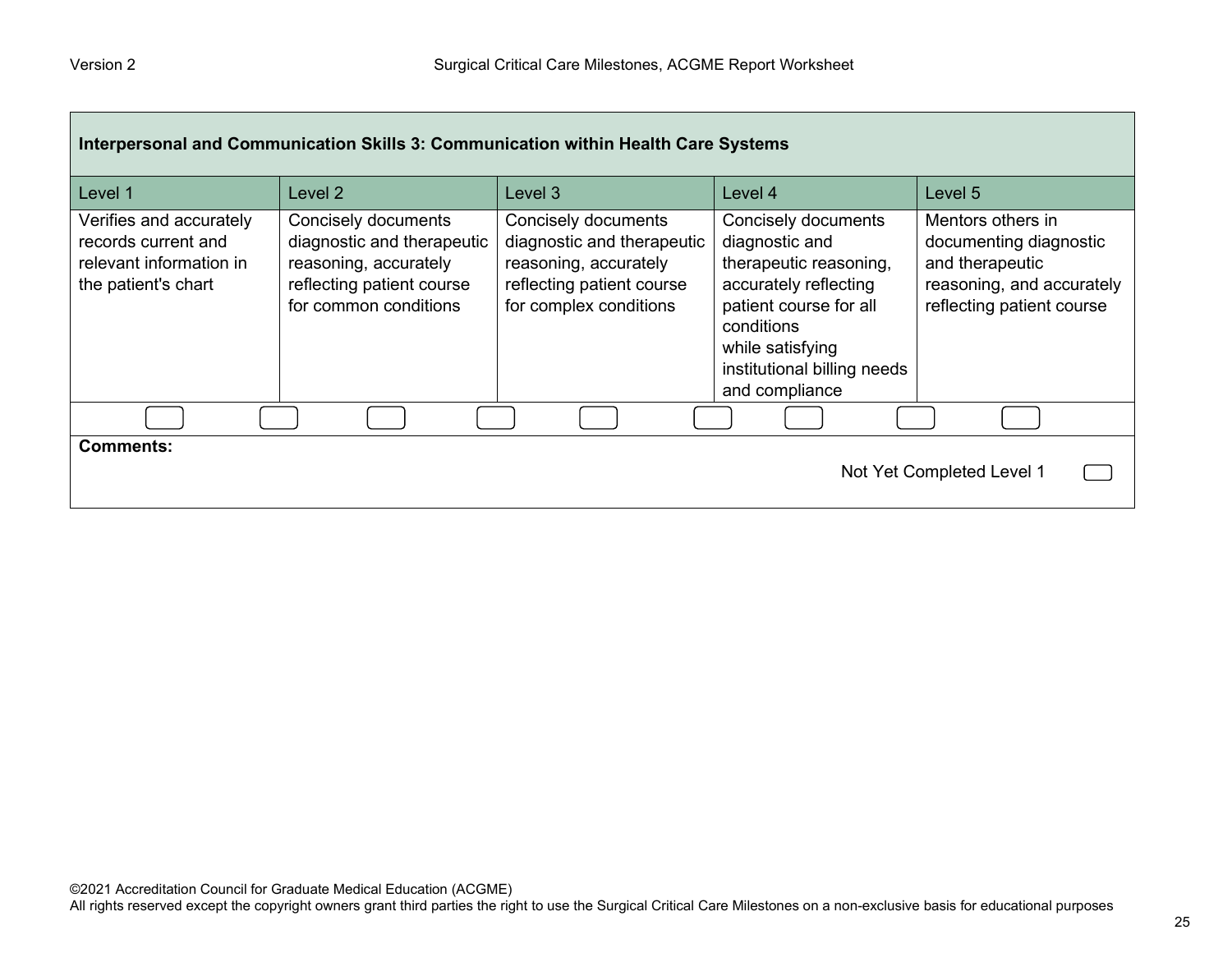| Interpersonal and Communication Skills 3: Communication within Health Care Systems | | | | |
|---|---|---|---|---|
| Level 1 | Level 2 | Level 3 | Level 4 | Level 5 |
| Verifies and accurately records current and relevant information in the patient's chart | Concisely documents diagnostic and therapeutic reasoning, accurately reflecting patient course for common conditions | Concisely documents diagnostic and therapeutic reasoning, accurately reflecting patient course for complex conditions | Concisely documents diagnostic and therapeutic reasoning, accurately reflecting patient course for all conditions while satisfying institutional billing needs and compliance | Mentors others in documenting diagnostic and therapeutic reasoning, and accurately reflecting patient course |

**Comments:**

Not Yet Completed Level 1

©2021 Accreditation Council for Graduate Medical Education (ACGME)
All rights reserved except the copyright owners grant third parties the right to use the Surgical Critical Care Milestones on a non-exclusive basis for educational purposes